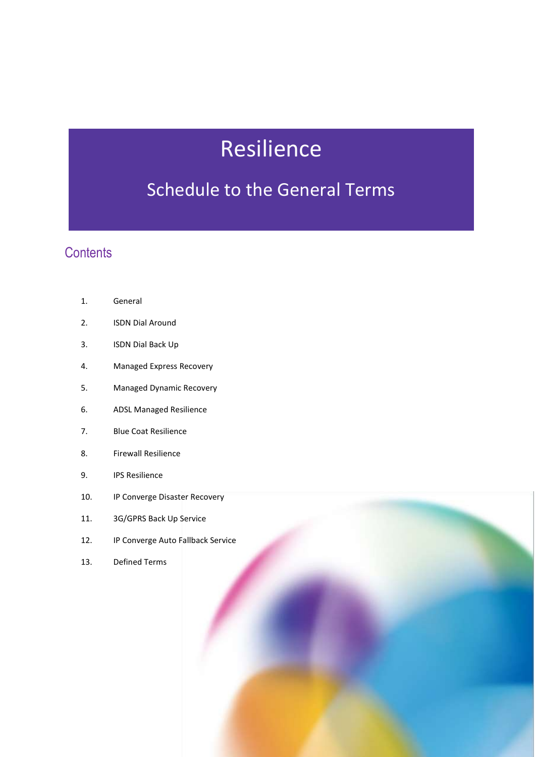# Resilience

## Schedule to the General Terms

## Contents

1. General
2. ISDN Dial Around
3. ISDN Dial Back Up
4. Managed Express Recovery
5. Managed Dynamic Recovery
6. ADSL Managed Resilience
7. Blue Coat Resilience
8. Firewall Resilience
9. IPS Resilience
10. IP Converge Disaster Recovery
11. 3G/GPRS Back Up Service
12. IP Converge Auto Fallback Service
13. Defined Terms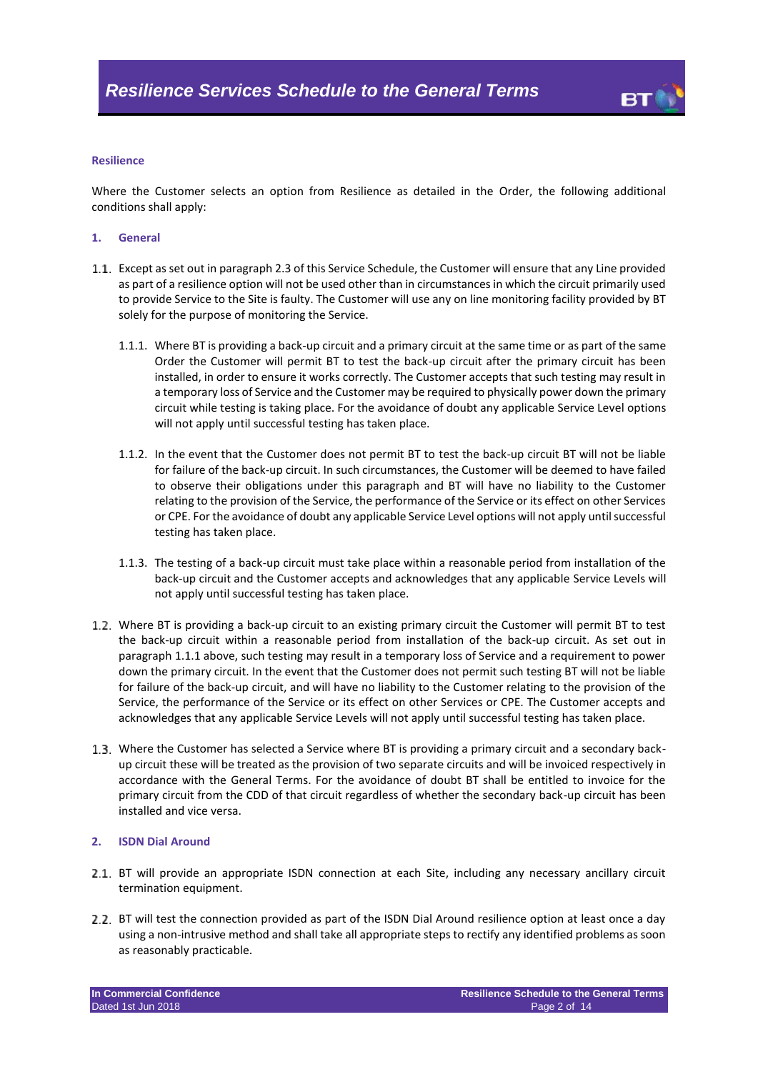### Resilience

Where the Customer selects an option from Resilience as detailed in the Order, the following additional conditions shall apply:

### 1. General

1.1. Except as set out in paragraph 2.3 of this Service Schedule, the Customer will ensure that any Line provided as part of a resilience option will not be used other than in circumstances in which the circuit primarily used to provide Service to the Site is faulty. The Customer will use any on line monitoring facility provided by BT solely for the purpose of monitoring the Service.

1.1.1. Where BT is providing a back-up circuit and a primary circuit at the same time or as part of the same Order the Customer will permit BT to test the back-up circuit after the primary circuit has been installed, in order to ensure it works correctly. The Customer accepts that such testing may result in a temporary loss of Service and the Customer may be required to physically power down the primary circuit while testing is taking place. For the avoidance of doubt any applicable Service Level options will not apply until successful testing has taken place.

1.1.2. In the event that the Customer does not permit BT to test the back-up circuit BT will not be liable for failure of the back-up circuit. In such circumstances, the Customer will be deemed to have failed to observe their obligations under this paragraph and BT will have no liability to the Customer relating to the provision of the Service, the performance of the Service or its effect on other Services or CPE. For the avoidance of doubt any applicable Service Level options will not apply until successful testing has taken place.

1.1.3. The testing of a back-up circuit must take place within a reasonable period from installation of the back-up circuit and the Customer accepts and acknowledges that any applicable Service Levels will not apply until successful testing has taken place.

1.2. Where BT is providing a back-up circuit to an existing primary circuit the Customer will permit BT to test the back-up circuit within a reasonable period from installation of the back-up circuit. As set out in paragraph 1.1.1 above, such testing may result in a temporary loss of Service and a requirement to power down the primary circuit. In the event that the Customer does not permit such testing BT will not be liable for failure of the back-up circuit, and will have no liability to the Customer relating to the provision of the Service, the performance of the Service or its effect on other Services or CPE. The Customer accepts and acknowledges that any applicable Service Levels will not apply until successful testing has taken place.

1.3. Where the Customer has selected a Service where BT is providing a primary circuit and a secondary back-up circuit these will be treated as the provision of two separate circuits and will be invoiced respectively in accordance with the General Terms. For the avoidance of doubt BT shall be entitled to invoice for the primary circuit from the CDD of that circuit regardless of whether the secondary back-up circuit has been installed and vice versa.

### 2. ISDN Dial Around

2.1. BT will provide an appropriate ISDN connection at each Site, including any necessary ancillary circuit termination equipment.

2.2. BT will test the connection provided as part of the ISDN Dial Around resilience option at least once a day using a non-intrusive method and shall take all appropriate steps to rectify any identified problems as soon as reasonably practicable.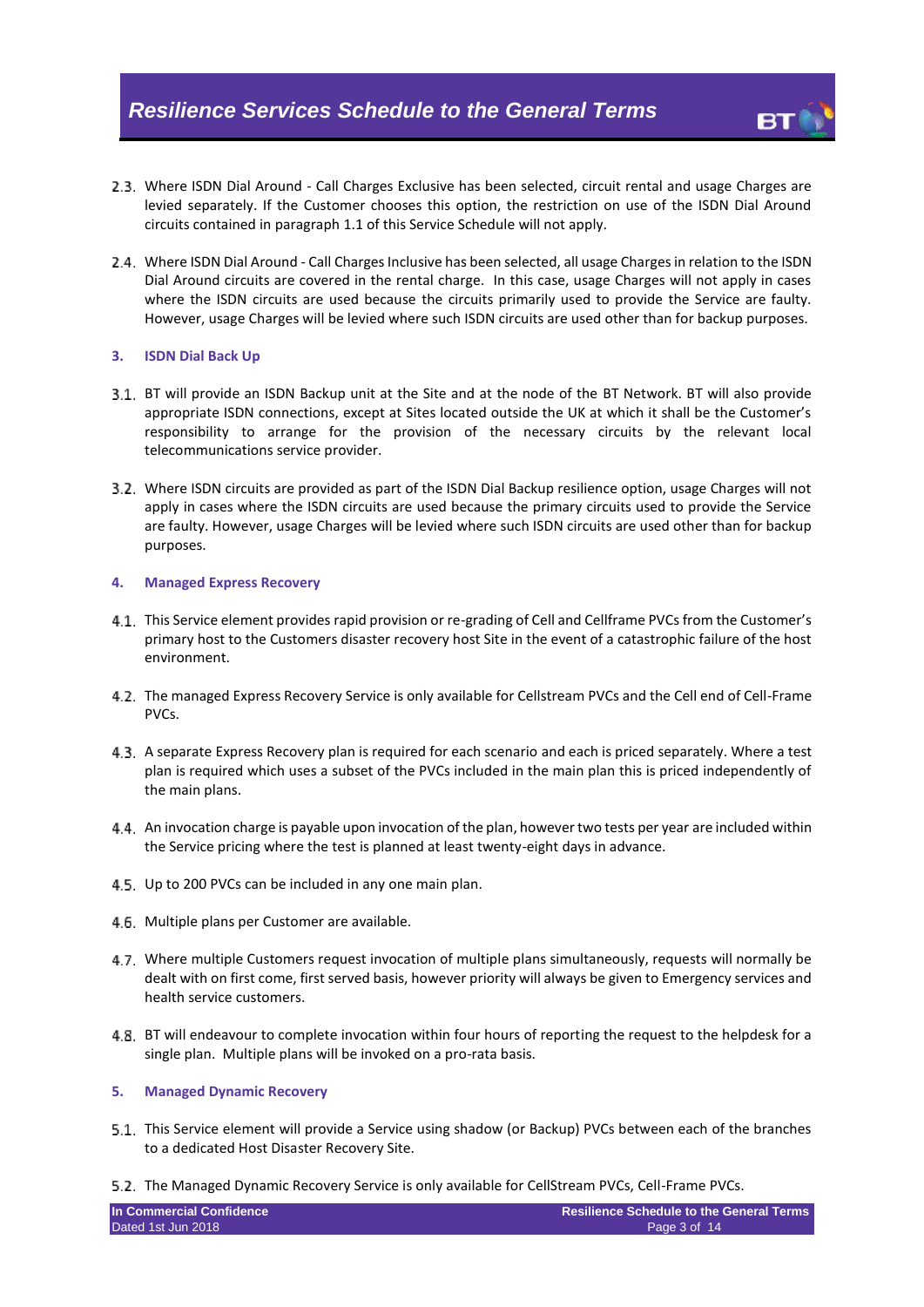2.3. Where ISDN Dial Around - Call Charges Exclusive has been selected, circuit rental and usage Charges are levied separately. If the Customer chooses this option, the restriction on use of the ISDN Dial Around circuits contained in paragraph 1.1 of this Service Schedule will not apply.

2.4. Where ISDN Dial Around - Call Charges Inclusive has been selected, all usage Charges in relation to the ISDN Dial Around circuits are covered in the rental charge. In this case, usage Charges will not apply in cases where the ISDN circuits are used because the circuits primarily used to provide the Service are faulty. However, usage Charges will be levied where such ISDN circuits are used other than for backup purposes.

### 3. ISDN Dial Back Up

3.1. BT will provide an ISDN Backup unit at the Site and at the node of the BT Network. BT will also provide appropriate ISDN connections, except at Sites located outside the UK at which it shall be the Customer's responsibility to arrange for the provision of the necessary circuits by the relevant local telecommunications service provider.

3.2. Where ISDN circuits are provided as part of the ISDN Dial Backup resilience option, usage Charges will not apply in cases where the ISDN circuits are used because the primary circuits used to provide the Service are faulty. However, usage Charges will be levied where such ISDN circuits are used other than for backup purposes.

### 4. Managed Express Recovery

4.1. This Service element provides rapid provision or re-grading of Cell and Cellframe PVCs from the Customer's primary host to the Customers disaster recovery host Site in the event of a catastrophic failure of the host environment.

4.2. The managed Express Recovery Service is only available for Cellstream PVCs and the Cell end of Cell-Frame PVCs.

4.3. A separate Express Recovery plan is required for each scenario and each is priced separately. Where a test plan is required which uses a subset of the PVCs included in the main plan this is priced independently of the main plans.

4.4. An invocation charge is payable upon invocation of the plan, however two tests per year are included within the Service pricing where the test is planned at least twenty-eight days in advance.

4.5. Up to 200 PVCs can be included in any one main plan.

4.6. Multiple plans per Customer are available.

4.7. Where multiple Customers request invocation of multiple plans simultaneously, requests will normally be dealt with on first come, first served basis, however priority will always be given to Emergency services and health service customers.

4.8. BT will endeavour to complete invocation within four hours of reporting the request to the helpdesk for a single plan. Multiple plans will be invoked on a pro-rata basis.

### 5. Managed Dynamic Recovery

5.1. This Service element will provide a Service using shadow (or Backup) PVCs between each of the branches to a dedicated Host Disaster Recovery Site.

5.2. The Managed Dynamic Recovery Service is only available for CellStream PVCs, Cell-Frame PVCs.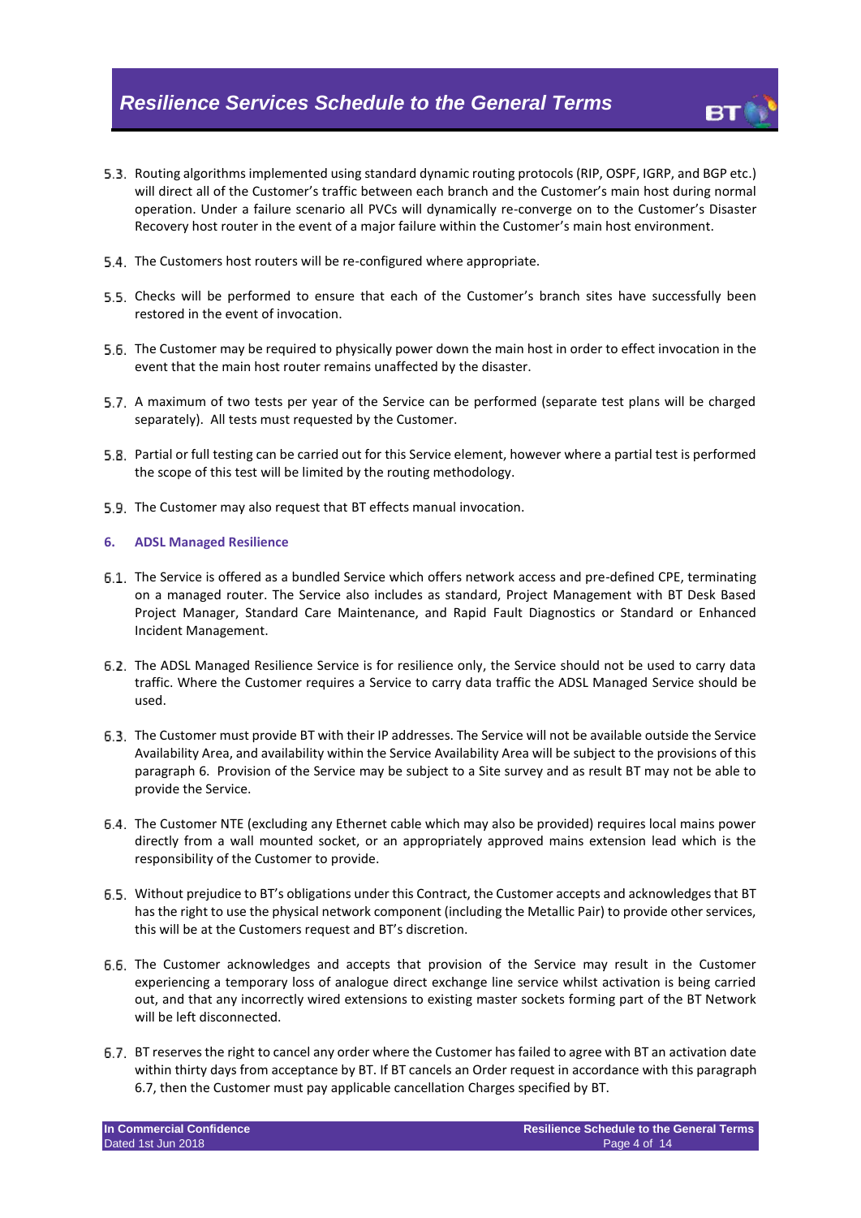5.3. Routing algorithms implemented using standard dynamic routing protocols (RIP, OSPF, IGRP, and BGP etc.) will direct all of the Customer's traffic between each branch and the Customer's main host during normal operation. Under a failure scenario all PVCs will dynamically re-converge on to the Customer's Disaster Recovery host router in the event of a major failure within the Customer's main host environment.

5.4. The Customers host routers will be re-configured where appropriate.

5.5. Checks will be performed to ensure that each of the Customer's branch sites have successfully been restored in the event of invocation.

5.6. The Customer may be required to physically power down the main host in order to effect invocation in the event that the main host router remains unaffected by the disaster.

5.7. A maximum of two tests per year of the Service can be performed (separate test plans will be charged separately). All tests must requested by the Customer.

5.8. Partial or full testing can be carried out for this Service element, however where a partial test is performed the scope of this test will be limited by the routing methodology.

5.9. The Customer may also request that BT effects manual invocation.

## 6. ADSL Managed Resilience

6.1. The Service is offered as a bundled Service which offers network access and pre-defined CPE, terminating on a managed router. The Service also includes as standard, Project Management with BT Desk Based Project Manager, Standard Care Maintenance, and Rapid Fault Diagnostics or Standard or Enhanced Incident Management.

6.2. The ADSL Managed Resilience Service is for resilience only, the Service should not be used to carry data traffic. Where the Customer requires a Service to carry data traffic the ADSL Managed Service should be used.

6.3. The Customer must provide BT with their IP addresses. The Service will not be available outside the Service Availability Area, and availability within the Service Availability Area will be subject to the provisions of this paragraph 6. Provision of the Service may be subject to a Site survey and as result BT may not be able to provide the Service.

6.4. The Customer NTE (excluding any Ethernet cable which may also be provided) requires local mains power directly from a wall mounted socket, or an appropriately approved mains extension lead which is the responsibility of the Customer to provide.

6.5. Without prejudice to BT's obligations under this Contract, the Customer accepts and acknowledges that BT has the right to use the physical network component (including the Metallic Pair) to provide other services, this will be at the Customers request and BT's discretion.

6.6. The Customer acknowledges and accepts that provision of the Service may result in the Customer experiencing a temporary loss of analogue direct exchange line service whilst activation is being carried out, and that any incorrectly wired extensions to existing master sockets forming part of the BT Network will be left disconnected.

6.7. BT reserves the right to cancel any order where the Customer has failed to agree with BT an activation date within thirty days from acceptance by BT. If BT cancels an Order request in accordance with this paragraph 6.7, then the Customer must pay applicable cancellation Charges specified by BT.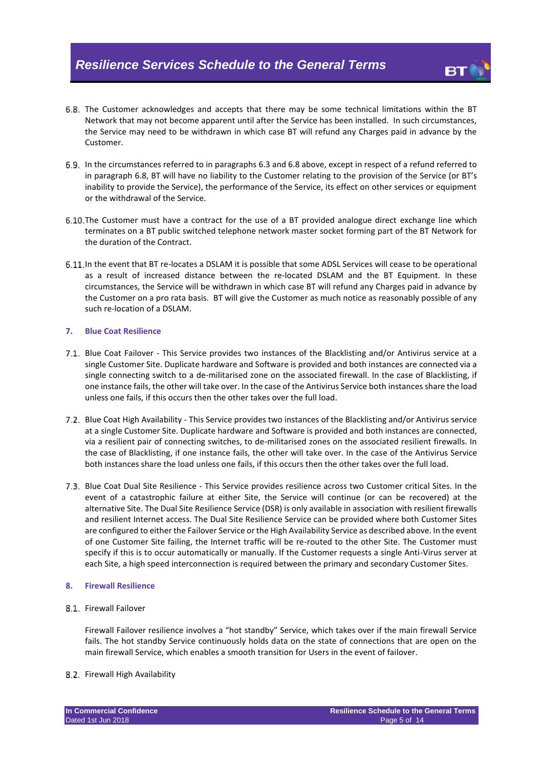6.8. The Customer acknowledges and accepts that there may be some technical limitations within the BT Network that may not become apparent until after the Service has been installed. In such circumstances, the Service may need to be withdrawn in which case BT will refund any Charges paid in advance by the Customer.

6.9. In the circumstances referred to in paragraphs 6.3 and 6.8 above, except in respect of a refund referred to in paragraph 6.8, BT will have no liability to the Customer relating to the provision of the Service (or BT's inability to provide the Service), the performance of the Service, its effect on other services or equipment or the withdrawal of the Service.

6.10. The Customer must have a contract for the use of a BT provided analogue direct exchange line which terminates on a BT public switched telephone network master socket forming part of the BT Network for the duration of the Contract.

6.11. In the event that BT re-locates a DSLAM it is possible that some ADSL Services will cease to be operational as a result of increased distance between the re-located DSLAM and the BT Equipment. In these circumstances, the Service will be withdrawn in which case BT will refund any Charges paid in advance by the Customer on a pro rata basis. BT will give the Customer as much notice as reasonably possible of any such re-location of a DSLAM.

## 7. Blue Coat Resilience

7.1. Blue Coat Failover - This Service provides two instances of the Blacklisting and/or Antivirus service at a single Customer Site. Duplicate hardware and Software is provided and both instances are connected via a single connecting switch to a de-militarised zone on the associated firewall. In the case of Blacklisting, if one instance fails, the other will take over. In the case of the Antivirus Service both instances share the load unless one fails, if this occurs then the other takes over the full load.

7.2. Blue Coat High Availability - This Service provides two instances of the Blacklisting and/or Antivirus service at a single Customer Site. Duplicate hardware and Software is provided and both instances are connected, via a resilient pair of connecting switches, to de-militarised zones on the associated resilient firewalls. In the case of Blacklisting, if one instance fails, the other will take over. In the case of the Antivirus Service both instances share the load unless one fails, if this occurs then the other takes over the full load.

7.3. Blue Coat Dual Site Resilience - This Service provides resilience across two Customer critical Sites. In the event of a catastrophic failure at either Site, the Service will continue (or can be recovered) at the alternative Site. The Dual Site Resilience Service (DSR) is only available in association with resilient firewalls and resilient Internet access. The Dual Site Resilience Service can be provided where both Customer Sites are configured to either the Failover Service or the High Availability Service as described above. In the event of one Customer Site failing, the Internet traffic will be re-routed to the other Site. The Customer must specify if this is to occur automatically or manually. If the Customer requests a single Anti-Virus server at each Site, a high speed interconnection is required between the primary and secondary Customer Sites.

## 8. Firewall Resilience

8.1. Firewall Failover

Firewall Failover resilience involves a "hot standby" Service, which takes over if the main firewall Service fails. The hot standby Service continuously holds data on the state of connections that are open on the main firewall Service, which enables a smooth transition for Users in the event of failover.

8.2. Firewall High Availability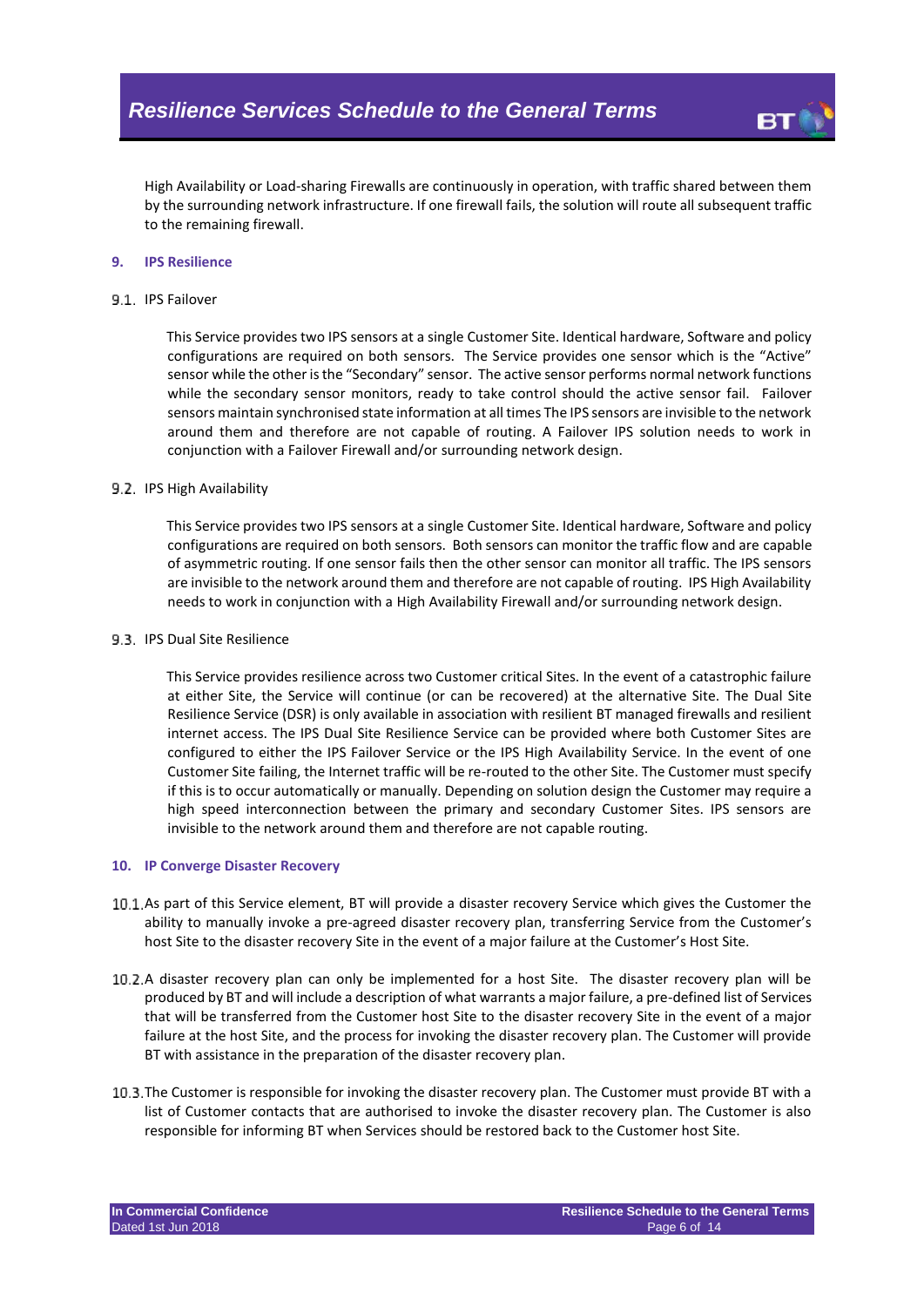High Availability or Load-sharing Firewalls are continuously in operation, with traffic shared between them by the surrounding network infrastructure. If one firewall fails, the solution will route all subsequent traffic to the remaining firewall.

## 9. IPS Resilience

9.1. IPS Failover

This Service provides two IPS sensors at a single Customer Site. Identical hardware, Software and policy configurations are required on both sensors. The Service provides one sensor which is the "Active" sensor while the other is the "Secondary" sensor. The active sensor performs normal network functions while the secondary sensor monitors, ready to take control should the active sensor fail. Failover sensors maintain synchronised state information at all times The IPS sensors are invisible to the network around them and therefore are not capable of routing. A Failover IPS solution needs to work in conjunction with a Failover Firewall and/or surrounding network design.

9.2. IPS High Availability

This Service provides two IPS sensors at a single Customer Site. Identical hardware, Software and policy configurations are required on both sensors. Both sensors can monitor the traffic flow and are capable of asymmetric routing. If one sensor fails then the other sensor can monitor all traffic. The IPS sensors are invisible to the network around them and therefore are not capable of routing. IPS High Availability needs to work in conjunction with a High Availability Firewall and/or surrounding network design.

9.3. IPS Dual Site Resilience

This Service provides resilience across two Customer critical Sites. In the event of a catastrophic failure at either Site, the Service will continue (or can be recovered) at the alternative Site. The Dual Site Resilience Service (DSR) is only available in association with resilient BT managed firewalls and resilient internet access. The IPS Dual Site Resilience Service can be provided where both Customer Sites are configured to either the IPS Failover Service or the IPS High Availability Service. In the event of one Customer Site failing, the Internet traffic will be re-routed to the other Site. The Customer must specify if this is to occur automatically or manually. Depending on solution design the Customer may require a high speed interconnection between the primary and secondary Customer Sites. IPS sensors are invisible to the network around them and therefore are not capable routing.

## 10. IP Converge Disaster Recovery

10.1. As part of this Service element, BT will provide a disaster recovery Service which gives the Customer the ability to manually invoke a pre-agreed disaster recovery plan, transferring Service from the Customer's host Site to the disaster recovery Site in the event of a major failure at the Customer's Host Site.

10.2. A disaster recovery plan can only be implemented for a host Site. The disaster recovery plan will be produced by BT and will include a description of what warrants a major failure, a pre-defined list of Services that will be transferred from the Customer host Site to the disaster recovery Site in the event of a major failure at the host Site, and the process for invoking the disaster recovery plan. The Customer will provide BT with assistance in the preparation of the disaster recovery plan.

10.3. The Customer is responsible for invoking the disaster recovery plan. The Customer must provide BT with a list of Customer contacts that are authorised to invoke the disaster recovery plan. The Customer is also responsible for informing BT when Services should be restored back to the Customer host Site.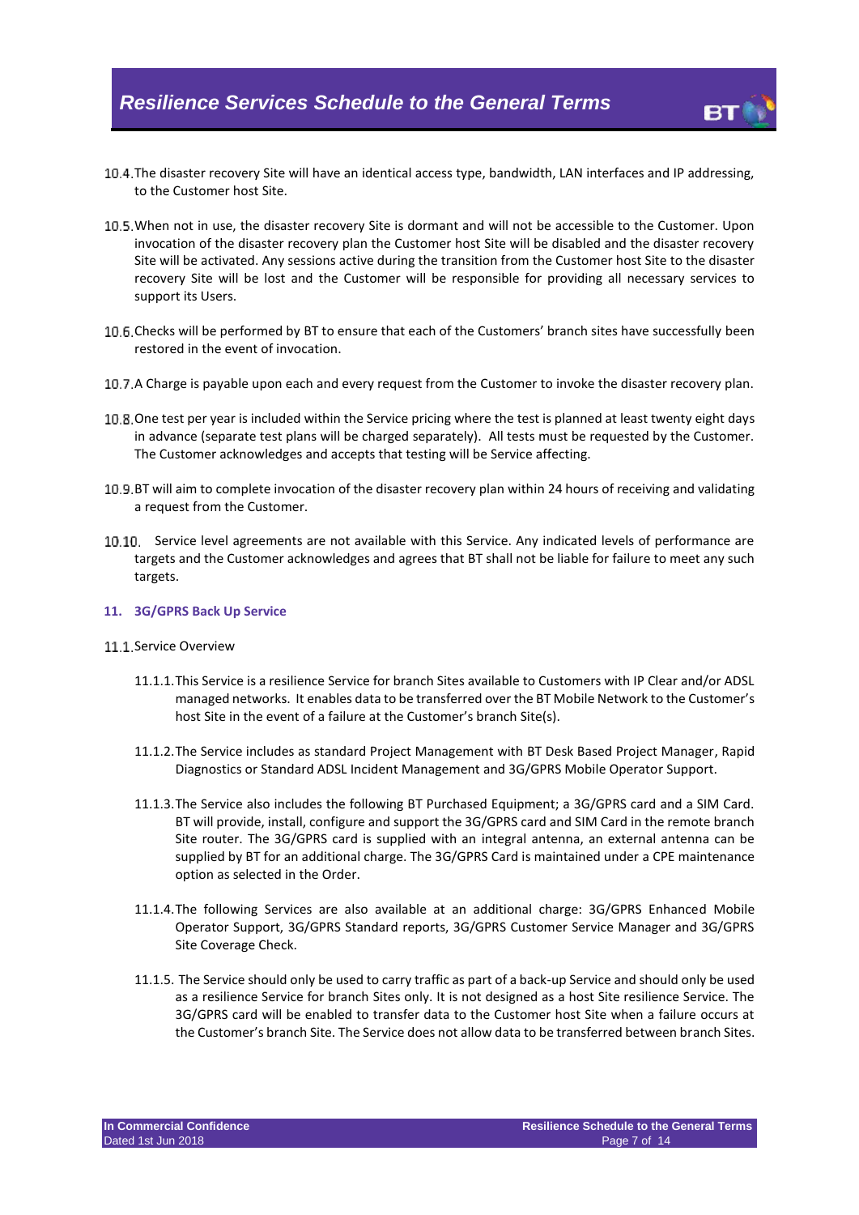10.4. The disaster recovery Site will have an identical access type, bandwidth, LAN interfaces and IP addressing, to the Customer host Site.

10.5. When not in use, the disaster recovery Site is dormant and will not be accessible to the Customer. Upon invocation of the disaster recovery plan the Customer host Site will be disabled and the disaster recovery Site will be activated. Any sessions active during the transition from the Customer host Site to the disaster recovery Site will be lost and the Customer will be responsible for providing all necessary services to support its Users.

10.6. Checks will be performed by BT to ensure that each of the Customers' branch sites have successfully been restored in the event of invocation.

10.7. A Charge is payable upon each and every request from the Customer to invoke the disaster recovery plan.

10.8. One test per year is included within the Service pricing where the test is planned at least twenty eight days in advance (separate test plans will be charged separately). All tests must be requested by the Customer. The Customer acknowledges and accepts that testing will be Service affecting.

10.9. BT will aim to complete invocation of the disaster recovery plan within 24 hours of receiving and validating a request from the Customer.

10.10. Service level agreements are not available with this Service. Any indicated levels of performance are targets and the Customer acknowledges and agrees that BT shall not be liable for failure to meet any such targets.

## 11. 3G/GPRS Back Up Service

11.1. Service Overview

11.1.1. This Service is a resilience Service for branch Sites available to Customers with IP Clear and/or ADSL managed networks. It enables data to be transferred over the BT Mobile Network to the Customer's host Site in the event of a failure at the Customer's branch Site(s).

11.1.2. The Service includes as standard Project Management with BT Desk Based Project Manager, Rapid Diagnostics or Standard ADSL Incident Management and 3G/GPRS Mobile Operator Support.

11.1.3. The Service also includes the following BT Purchased Equipment; a 3G/GPRS card and a SIM Card. BT will provide, install, configure and support the 3G/GPRS card and SIM Card in the remote branch Site router. The 3G/GPRS card is supplied with an integral antenna, an external antenna can be supplied by BT for an additional charge. The 3G/GPRS Card is maintained under a CPE maintenance option as selected in the Order.

11.1.4. The following Services are also available at an additional charge: 3G/GPRS Enhanced Mobile Operator Support, 3G/GPRS Standard reports, 3G/GPRS Customer Service Manager and 3G/GPRS Site Coverage Check.

11.1.5. The Service should only be used to carry traffic as part of a back-up Service and should only be used as a resilience Service for branch Sites only. It is not designed as a host Site resilience Service. The 3G/GPRS card will be enabled to transfer data to the Customer host Site when a failure occurs at the Customer's branch Site. The Service does not allow data to be transferred between branch Sites.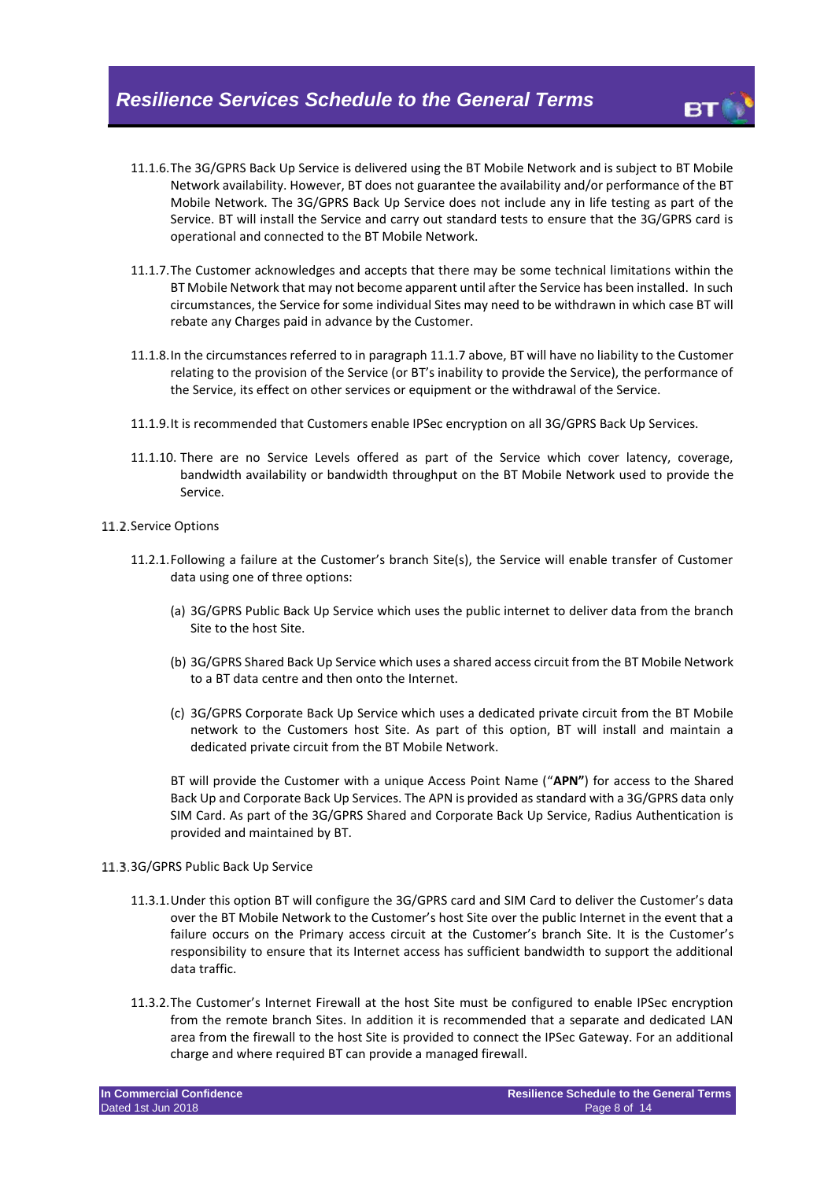11.1.6. The 3G/GPRS Back Up Service is delivered using the BT Mobile Network and is subject to BT Mobile Network availability. However, BT does not guarantee the availability and/or performance of the BT Mobile Network. The 3G/GPRS Back Up Service does not include any in life testing as part of the Service. BT will install the Service and carry out standard tests to ensure that the 3G/GPRS card is operational and connected to the BT Mobile Network.

11.1.7. The Customer acknowledges and accepts that there may be some technical limitations within the BT Mobile Network that may not become apparent until after the Service has been installed. In such circumstances, the Service for some individual Sites may need to be withdrawn in which case BT will rebate any Charges paid in advance by the Customer.

11.1.8. In the circumstances referred to in paragraph 11.1.7 above, BT will have no liability to the Customer relating to the provision of the Service (or BT's inability to provide the Service), the performance of the Service, its effect on other services or equipment or the withdrawal of the Service.

11.1.9. It is recommended that Customers enable IPSec encryption on all 3G/GPRS Back Up Services.

11.1.10. There are no Service Levels offered as part of the Service which cover latency, coverage, bandwidth availability or bandwidth throughput on the BT Mobile Network used to provide the Service.

11.2. Service Options

11.2.1. Following a failure at the Customer's branch Site(s), the Service will enable transfer of Customer data using one of three options:

(a) 3G/GPRS Public Back Up Service which uses the public internet to deliver data from the branch Site to the host Site.

(b) 3G/GPRS Shared Back Up Service which uses a shared access circuit from the BT Mobile Network to a BT data centre and then onto the Internet.

(c) 3G/GPRS Corporate Back Up Service which uses a dedicated private circuit from the BT Mobile network to the Customers host Site. As part of this option, BT will install and maintain a dedicated private circuit from the BT Mobile Network.

BT will provide the Customer with a unique Access Point Name ("**APN"**) for access to the Shared Back Up and Corporate Back Up Services. The APN is provided as standard with a 3G/GPRS data only SIM Card. As part of the 3G/GPRS Shared and Corporate Back Up Service, Radius Authentication is provided and maintained by BT.

11.3. 3G/GPRS Public Back Up Service

11.3.1. Under this option BT will configure the 3G/GPRS card and SIM Card to deliver the Customer's data over the BT Mobile Network to the Customer's host Site over the public Internet in the event that a failure occurs on the Primary access circuit at the Customer's branch Site. It is the Customer's responsibility to ensure that its Internet access has sufficient bandwidth to support the additional data traffic.

11.3.2. The Customer's Internet Firewall at the host Site must be configured to enable IPSec encryption from the remote branch Sites. In addition it is recommended that a separate and dedicated LAN area from the firewall to the host Site is provided to connect the IPSec Gateway. For an additional charge and where required BT can provide a managed firewall.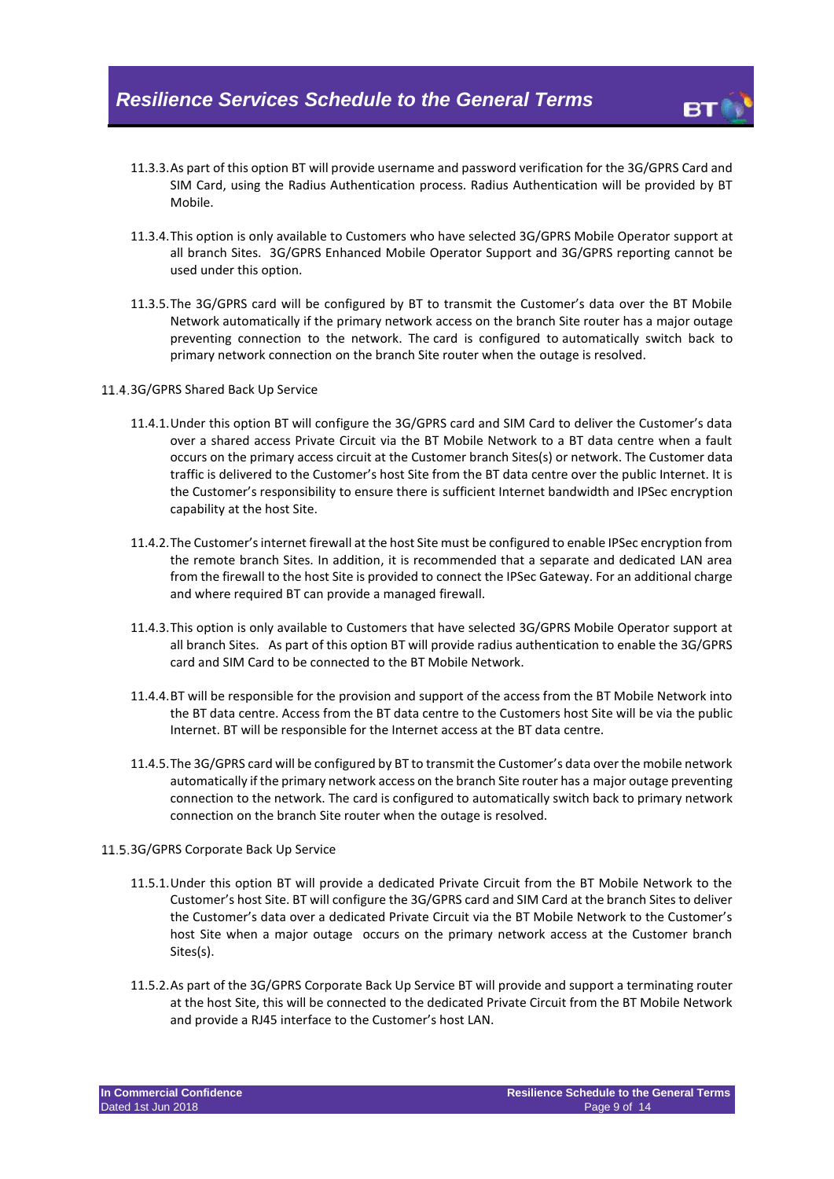11.3.3. As part of this option BT will provide username and password verification for the 3G/GPRS Card and SIM Card, using the Radius Authentication process. Radius Authentication will be provided by BT Mobile.

11.3.4. This option is only available to Customers who have selected 3G/GPRS Mobile Operator support at all branch Sites. 3G/GPRS Enhanced Mobile Operator Support and 3G/GPRS reporting cannot be used under this option.

11.3.5. The 3G/GPRS card will be configured by BT to transmit the Customer's data over the BT Mobile Network automatically if the primary network access on the branch Site router has a major outage preventing connection to the network. The card is configured to automatically switch back to primary network connection on the branch Site router when the outage is resolved.

11.4. 3G/GPRS Shared Back Up Service

11.4.1. Under this option BT will configure the 3G/GPRS card and SIM Card to deliver the Customer's data over a shared access Private Circuit via the BT Mobile Network to a BT data centre when a fault occurs on the primary access circuit at the Customer branch Sites(s) or network. The Customer data traffic is delivered to the Customer's host Site from the BT data centre over the public Internet. It is the Customer's responsibility to ensure there is sufficient Internet bandwidth and IPSec encryption capability at the host Site.

11.4.2. The Customer's internet firewall at the host Site must be configured to enable IPSec encryption from the remote branch Sites. In addition, it is recommended that a separate and dedicated LAN area from the firewall to the host Site is provided to connect the IPSec Gateway. For an additional charge and where required BT can provide a managed firewall.

11.4.3. This option is only available to Customers that have selected 3G/GPRS Mobile Operator support at all branch Sites. As part of this option BT will provide radius authentication to enable the 3G/GPRS card and SIM Card to be connected to the BT Mobile Network.

11.4.4. BT will be responsible for the provision and support of the access from the BT Mobile Network into the BT data centre. Access from the BT data centre to the Customers host Site will be via the public Internet. BT will be responsible for the Internet access at the BT data centre.

11.4.5. The 3G/GPRS card will be configured by BT to transmit the Customer's data over the mobile network automatically if the primary network access on the branch Site router has a major outage preventing connection to the network. The card is configured to automatically switch back to primary network connection on the branch Site router when the outage is resolved.

11.5. 3G/GPRS Corporate Back Up Service

11.5.1. Under this option BT will provide a dedicated Private Circuit from the BT Mobile Network to the Customer's host Site. BT will configure the 3G/GPRS card and SIM Card at the branch Sites to deliver the Customer's data over a dedicated Private Circuit via the BT Mobile Network to the Customer's host Site when a major outage occurs on the primary network access at the Customer branch Sites(s).

11.5.2. As part of the 3G/GPRS Corporate Back Up Service BT will provide and support a terminating router at the host Site, this will be connected to the dedicated Private Circuit from the BT Mobile Network and provide a RJ45 interface to the Customer's host LAN.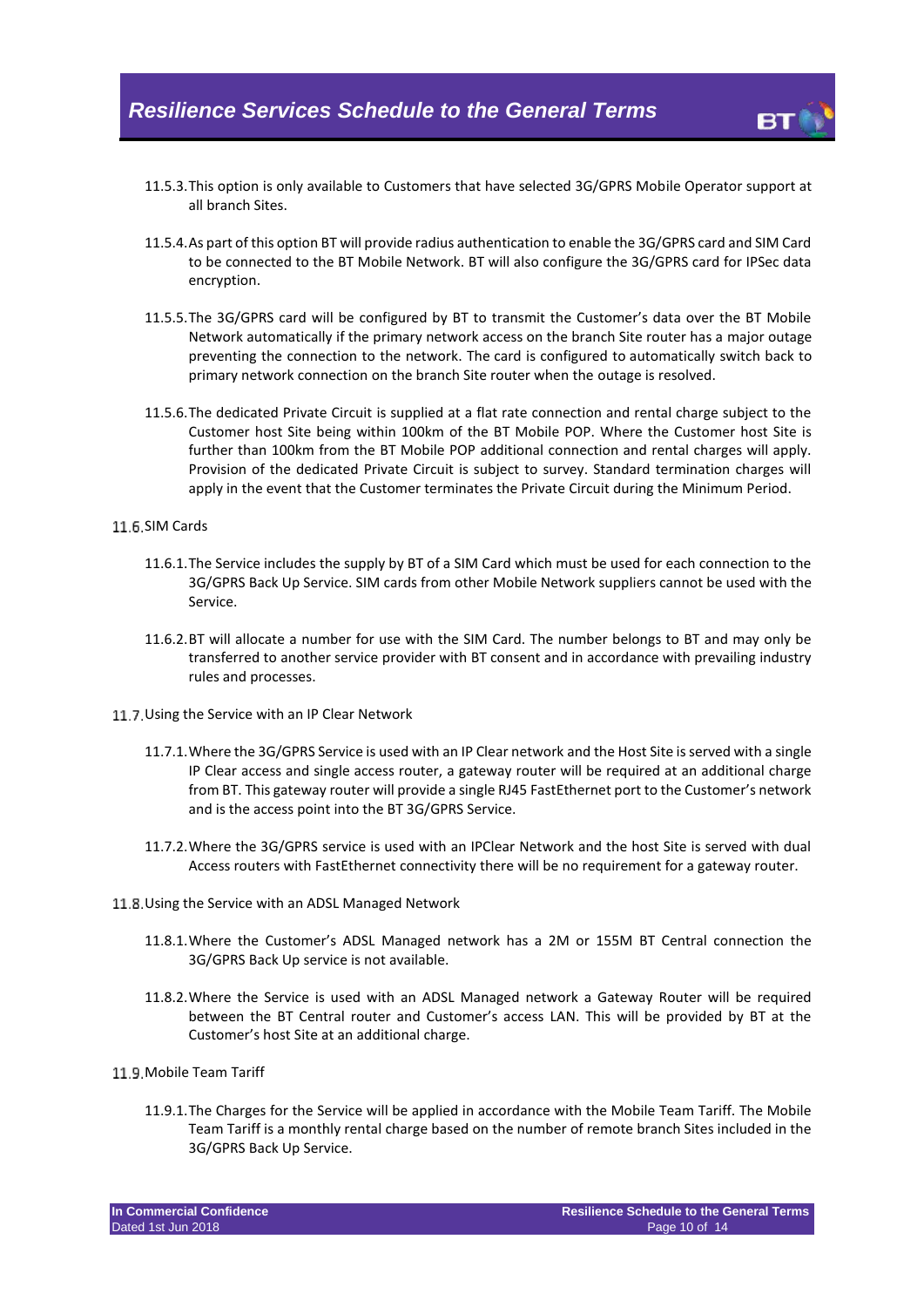11.5.3. This option is only available to Customers that have selected 3G/GPRS Mobile Operator support at all branch Sites.

11.5.4. As part of this option BT will provide radius authentication to enable the 3G/GPRS card and SIM Card to be connected to the BT Mobile Network. BT will also configure the 3G/GPRS card for IPSec data encryption.

11.5.5. The 3G/GPRS card will be configured by BT to transmit the Customer's data over the BT Mobile Network automatically if the primary network access on the branch Site router has a major outage preventing the connection to the network. The card is configured to automatically switch back to primary network connection on the branch Site router when the outage is resolved.

11.5.6. The dedicated Private Circuit is supplied at a flat rate connection and rental charge subject to the Customer host Site being within 100km of the BT Mobile POP. Where the Customer host Site is further than 100km from the BT Mobile POP additional connection and rental charges will apply. Provision of the dedicated Private Circuit is subject to survey. Standard termination charges will apply in the event that the Customer terminates the Private Circuit during the Minimum Period.

11.6. SIM Cards

11.6.1. The Service includes the supply by BT of a SIM Card which must be used for each connection to the 3G/GPRS Back Up Service. SIM cards from other Mobile Network suppliers cannot be used with the Service.

11.6.2. BT will allocate a number for use with the SIM Card. The number belongs to BT and may only be transferred to another service provider with BT consent and in accordance with prevailing industry rules and processes.

11.7. Using the Service with an IP Clear Network

11.7.1. Where the 3G/GPRS Service is used with an IP Clear network and the Host Site is served with a single IP Clear access and single access router, a gateway router will be required at an additional charge from BT. This gateway router will provide a single RJ45 FastEthernet port to the Customer's network and is the access point into the BT 3G/GPRS Service.

11.7.2. Where the 3G/GPRS service is used with an IPClear Network and the host Site is served with dual Access routers with FastEthernet connectivity there will be no requirement for a gateway router.

11.8. Using the Service with an ADSL Managed Network

11.8.1. Where the Customer's ADSL Managed network has a 2M or 155M BT Central connection the 3G/GPRS Back Up service is not available.

11.8.2. Where the Service is used with an ADSL Managed network a Gateway Router will be required between the BT Central router and Customer's access LAN. This will be provided by BT at the Customer's host Site at an additional charge.

11.9. Mobile Team Tariff

11.9.1. The Charges for the Service will be applied in accordance with the Mobile Team Tariff. The Mobile Team Tariff is a monthly rental charge based on the number of remote branch Sites included in the 3G/GPRS Back Up Service.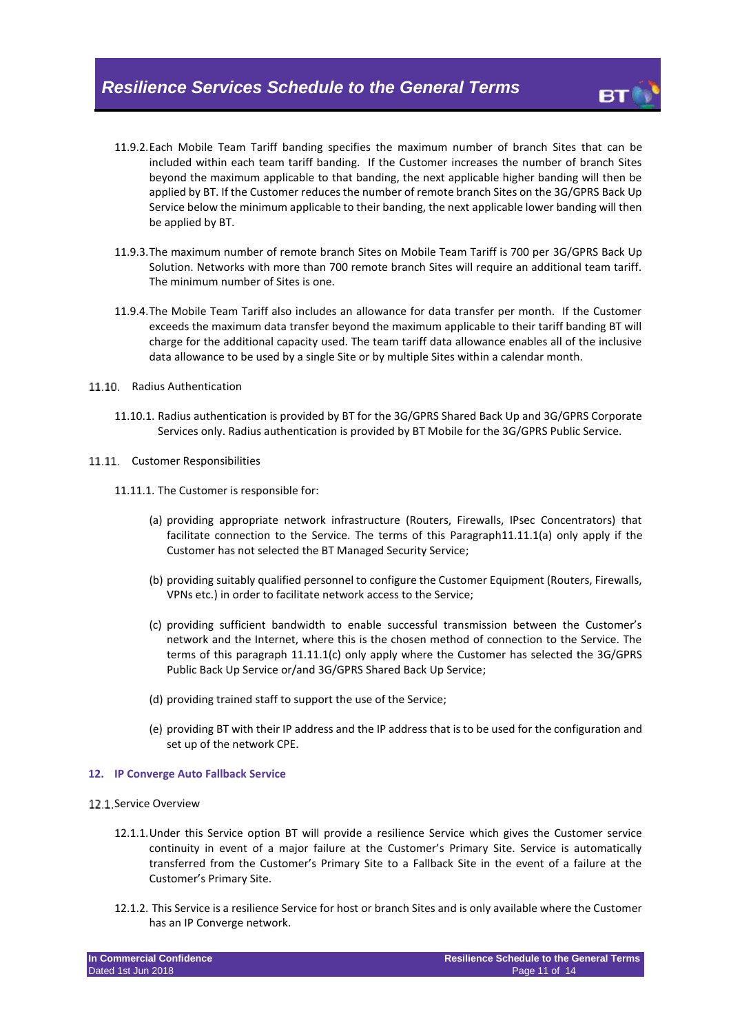11.9.2. Each Mobile Team Tariff banding specifies the maximum number of branch Sites that can be included within each team tariff banding. If the Customer increases the number of branch Sites beyond the maximum applicable to that banding, the next applicable higher banding will then be applied by BT. If the Customer reduces the number of remote branch Sites on the 3G/GPRS Back Up Service below the minimum applicable to their banding, the next applicable lower banding will then be applied by BT.

11.9.3. The maximum number of remote branch Sites on Mobile Team Tariff is 700 per 3G/GPRS Back Up Solution. Networks with more than 700 remote branch Sites will require an additional team tariff. The minimum number of Sites is one.

11.9.4. The Mobile Team Tariff also includes an allowance for data transfer per month. If the Customer exceeds the maximum data transfer beyond the maximum applicable to their tariff banding BT will charge for the additional capacity used. The team tariff data allowance enables all of the inclusive data allowance to be used by a single Site or by multiple Sites within a calendar month.

11.10. Radius Authentication

11.10.1. Radius authentication is provided by BT for the 3G/GPRS Shared Back Up and 3G/GPRS Corporate Services only. Radius authentication is provided by BT Mobile for the 3G/GPRS Public Service.

11.11. Customer Responsibilities

11.11.1. The Customer is responsible for:

(a) providing appropriate network infrastructure (Routers, Firewalls, IPsec Concentrators) that facilitate connection to the Service. The terms of this Paragraph11.11.1(a) only apply if the Customer has not selected the BT Managed Security Service;

(b) providing suitably qualified personnel to configure the Customer Equipment (Routers, Firewalls, VPNs etc.) in order to facilitate network access to the Service;

(c) providing sufficient bandwidth to enable successful transmission between the Customer's network and the Internet, where this is the chosen method of connection to the Service. The terms of this paragraph 11.11.1(c) only apply where the Customer has selected the 3G/GPRS Public Back Up Service or/and 3G/GPRS Shared Back Up Service;

(d) providing trained staff to support the use of the Service;

(e) providing BT with their IP address and the IP address that is to be used for the configuration and set up of the network CPE.

## 12. IP Converge Auto Fallback Service

12.1. Service Overview

12.1.1. Under this Service option BT will provide a resilience Service which gives the Customer service continuity in event of a major failure at the Customer's Primary Site. Service is automatically transferred from the Customer's Primary Site to a Fallback Site in the event of a failure at the Customer's Primary Site.

12.1.2. This Service is a resilience Service for host or branch Sites and is only available where the Customer has an IP Converge network.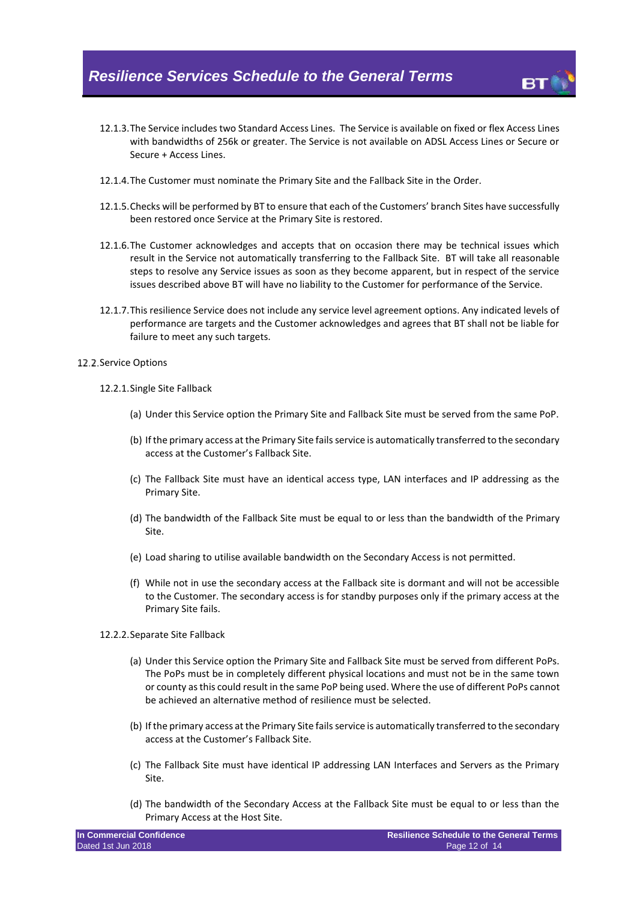12.1.3. The Service includes two Standard Access Lines. The Service is available on fixed or flex Access Lines with bandwidths of 256k or greater. The Service is not available on ADSL Access Lines or Secure or Secure + Access Lines.

12.1.4. The Customer must nominate the Primary Site and the Fallback Site in the Order.

12.1.5. Checks will be performed by BT to ensure that each of the Customers' branch Sites have successfully been restored once Service at the Primary Site is restored.

12.1.6. The Customer acknowledges and accepts that on occasion there may be technical issues which result in the Service not automatically transferring to the Fallback Site. BT will take all reasonable steps to resolve any Service issues as soon as they become apparent, but in respect of the service issues described above BT will have no liability to the Customer for performance of the Service.

12.1.7. This resilience Service does not include any service level agreement options. Any indicated levels of performance are targets and the Customer acknowledges and agrees that BT shall not be liable for failure to meet any such targets.

12.2. Service Options

12.2.1. Single Site Fallback

(a) Under this Service option the Primary Site and Fallback Site must be served from the same PoP.

(b) If the primary access at the Primary Site fails service is automatically transferred to the secondary access at the Customer's Fallback Site.

(c) The Fallback Site must have an identical access type, LAN interfaces and IP addressing as the Primary Site.

(d) The bandwidth of the Fallback Site must be equal to or less than the bandwidth of the Primary Site.

(e) Load sharing to utilise available bandwidth on the Secondary Access is not permitted.

(f) While not in use the secondary access at the Fallback site is dormant and will not be accessible to the Customer. The secondary access is for standby purposes only if the primary access at the Primary Site fails.

12.2.2. Separate Site Fallback

(a) Under this Service option the Primary Site and Fallback Site must be served from different PoPs. The PoPs must be in completely different physical locations and must not be in the same town or county as this could result in the same PoP being used. Where the use of different PoPs cannot be achieved an alternative method of resilience must be selected.

(b) If the primary access at the Primary Site fails service is automatically transferred to the secondary access at the Customer's Fallback Site.

(c) The Fallback Site must have identical IP addressing LAN Interfaces and Servers as the Primary Site.

(d) The bandwidth of the Secondary Access at the Fallback Site must be equal to or less than the Primary Access at the Host Site.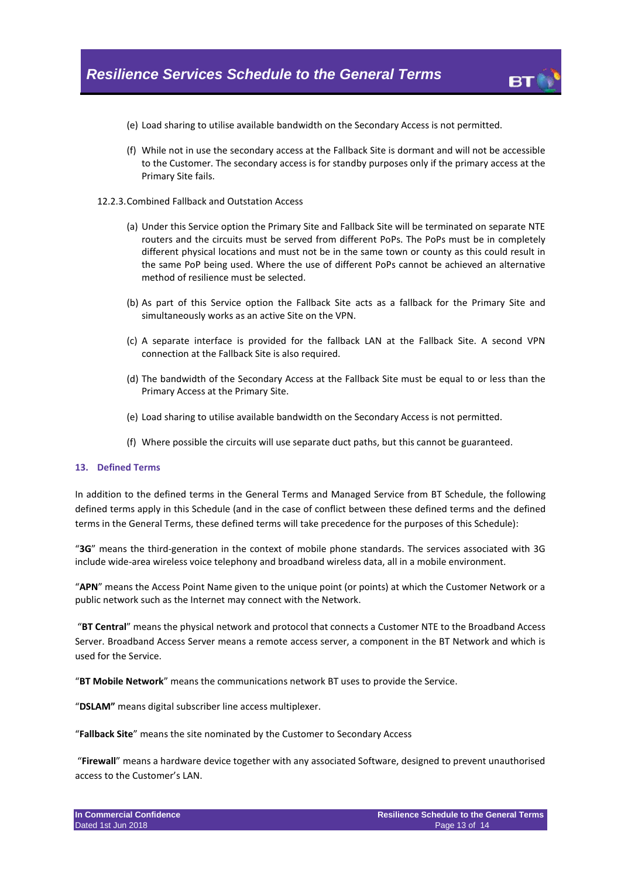(e) Load sharing to utilise available bandwidth on the Secondary Access is not permitted.

(f) While not in use the secondary access at the Fallback Site is dormant and will not be accessible to the Customer. The secondary access is for standby purposes only if the primary access at the Primary Site fails.

12.2.3. Combined Fallback and Outstation Access

(a) Under this Service option the Primary Site and Fallback Site will be terminated on separate NTE routers and the circuits must be served from different PoPs. The PoPs must be in completely different physical locations and must not be in the same town or county as this could result in the same PoP being used. Where the use of different PoPs cannot be achieved an alternative method of resilience must be selected.

(b) As part of this Service option the Fallback Site acts as a fallback for the Primary Site and simultaneously works as an active Site on the VPN.

(c) A separate interface is provided for the fallback LAN at the Fallback Site. A second VPN connection at the Fallback Site is also required.

(d) The bandwidth of the Secondary Access at the Fallback Site must be equal to or less than the Primary Access at the Primary Site.

(e) Load sharing to utilise available bandwidth on the Secondary Access is not permitted.

(f) Where possible the circuits will use separate duct paths, but this cannot be guaranteed.

## 13. Defined Terms

In addition to the defined terms in the General Terms and Managed Service from BT Schedule, the following defined terms apply in this Schedule (and in the case of conflict between these defined terms and the defined terms in the General Terms, these defined terms will take precedence for the purposes of this Schedule):

"**3G**" means the third-generation in the context of mobile phone standards. The services associated with 3G include wide-area wireless voice telephony and broadband wireless data, all in a mobile environment.

"**APN**" means the Access Point Name given to the unique point (or points) at which the Customer Network or a public network such as the Internet may connect with the Network.

"**BT Central**" means the physical network and protocol that connects a Customer NTE to the Broadband Access Server. Broadband Access Server means a remote access server, a component in the BT Network and which is used for the Service.

"**BT Mobile Network**" means the communications network BT uses to provide the Service.

"**DSLAM"** means digital subscriber line access multiplexer.

"**Fallback Site**" means the site nominated by the Customer to Secondary Access

"**Firewall**" means a hardware device together with any associated Software, designed to prevent unauthorised access to the Customer's LAN.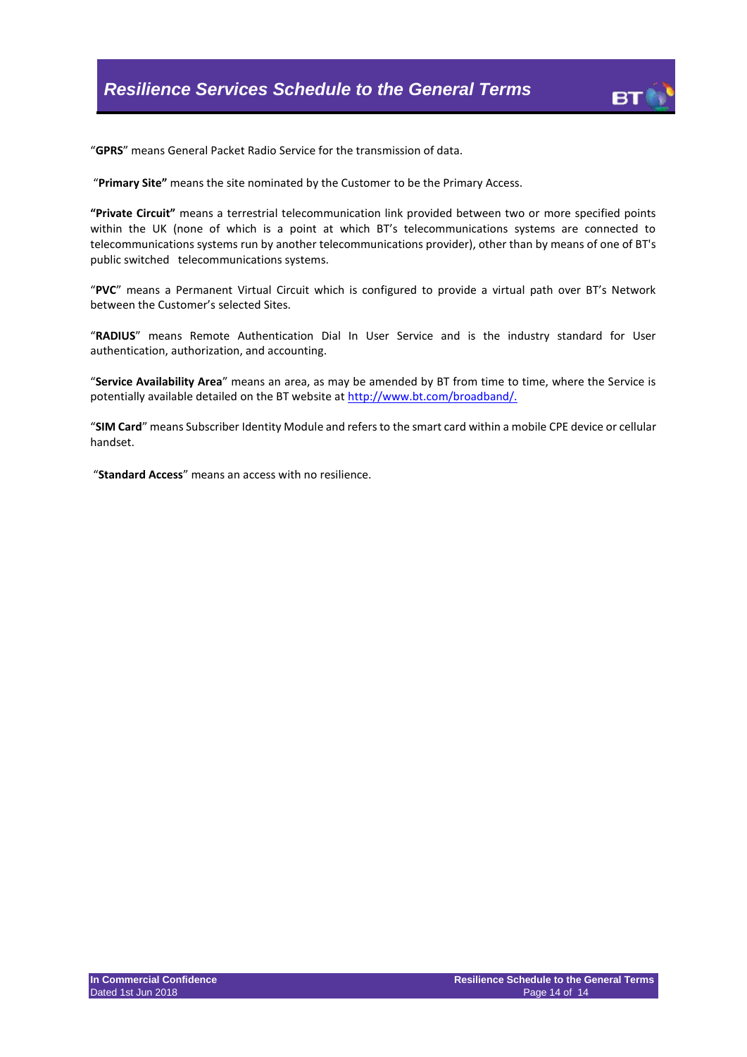"**GPRS**" means General Packet Radio Service for the transmission of data.

"**Primary Site"** means the site nominated by the Customer to be the Primary Access.

**"Private Circuit"** means a terrestrial telecommunication link provided between two or more specified points within the UK (none of which is a point at which BT's telecommunications systems are connected to telecommunications systems run by another telecommunications provider), other than by means of one of BT's public switched telecommunications systems.

"**PVC**" means a Permanent Virtual Circuit which is configured to provide a virtual path over BT's Network between the Customer's selected Sites.

"**RADIUS**" means Remote Authentication Dial In User Service and is the industry standard for User authentication, authorization, and accounting.

"**Service Availability Area**" means an area, as may be amended by BT from time to time, where the Service is potentially available detailed on the BT website at http://www.bt.com/broadband/.

"**SIM Card**" means Subscriber Identity Module and refers to the smart card within a mobile CPE device or cellular handset.

"**Standard Access**" means an access with no resilience.